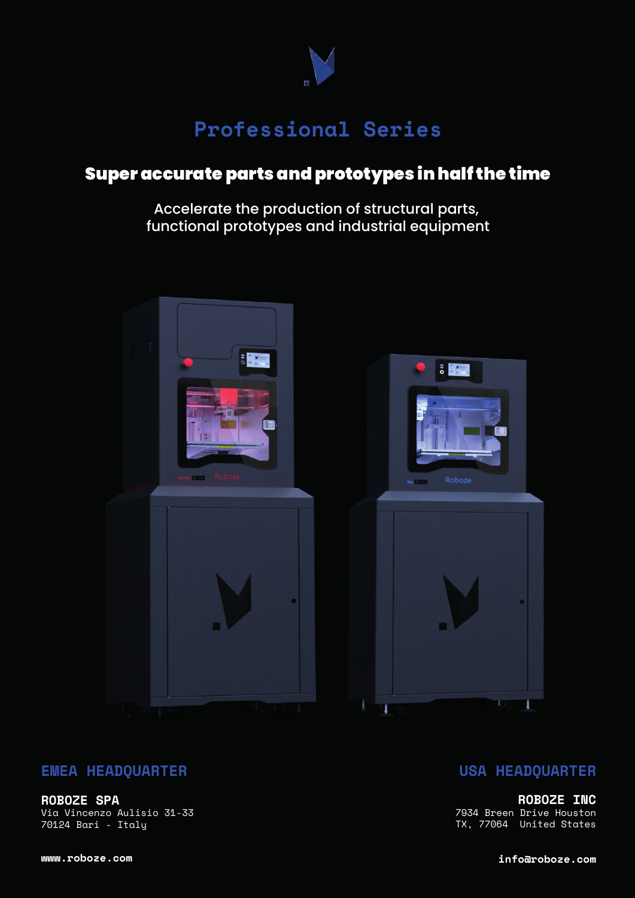# Professional Series

## Super accurate parts and prototypes in half the time

Accelerate the production of structural parts,
functional prototypes and industrial equipment

### EMEA HEADQUARTER

**ROBOZE SPA**
Via Vincenzo Aulisio 31-33
70124 Bari - Italy

### USA HEADQUARTER

**ROBOZE INC**
7934 Breen Drive Houston
TX, 77064 United States

www.roboze.com

info@roboze.com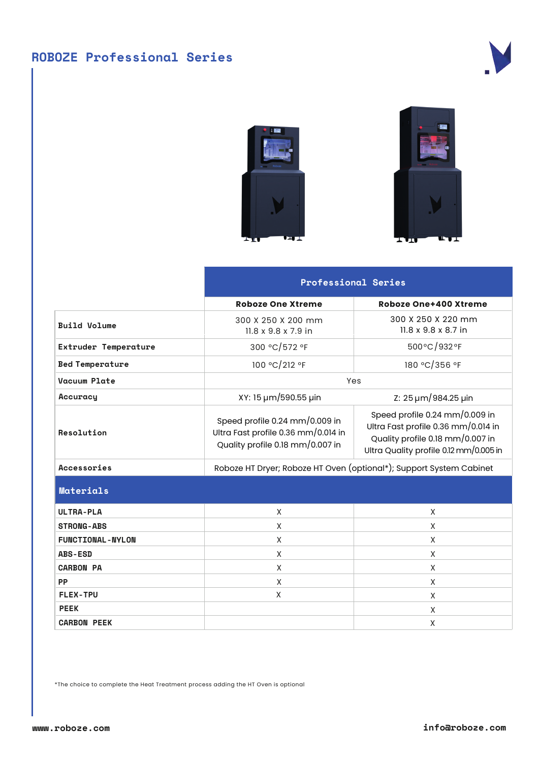# ROBOZE Professional Series

| | Professional Series | |
|---|---|---|
| | **Roboze One Xtreme** | **Roboze One+400 Xtreme** |
| **Build Volume** | 300 X 250 X 200 mm<br>11.8 x 9.8 x 7.9 in | 300 X 250 X 220 mm<br>11.8 x 9.8 x 8.7 in |
| **Extruder Temperature** | 300 °C/572 °F | 500°C/932°F |
| **Bed Temperature** | 100 °C/212 °F | 180 °C/356 °F |
| **Vacuum Plate** | Yes | |
| **Accuracy** | XY: 15 µm/590.55 µin | Z: 25 µm/984.25 µin |
| **Resolution** | Speed profile 0.24 mm/0.009 in<br>Ultra Fast profile 0.36 mm/0.014 in<br>Quality profile 0.18 mm/0.007 in | Speed profile 0.24 mm/0.009 in<br>Ultra Fast profile 0.36 mm/0.014 in<br>Quality profile 0.18 mm/0.007 in<br>Ultra Quality profile 0.12 mm/0.005 in |
| **Accessories** | Roboze HT Dryer; Roboze HT Oven (optional*); Support System Cabinet | |
| **Materials** | | |
| **ULTRA-PLA** | X | X |
| **STRONG-ABS** | X | X |
| **FUNCTIONAL-NYLON** | X | X |
| **ABS-ESD** | X | X |
| **CARBON PA** | X | X |
| **PP** | X | X |
| **FLEX-TPU** | X | X |
| **PEEK** | | X |
| **CARBON PEEK** | | X |

*The choice to complete the Heat Treatment process adding the HT Oven is optional

www.roboze.com

info@roboze.com